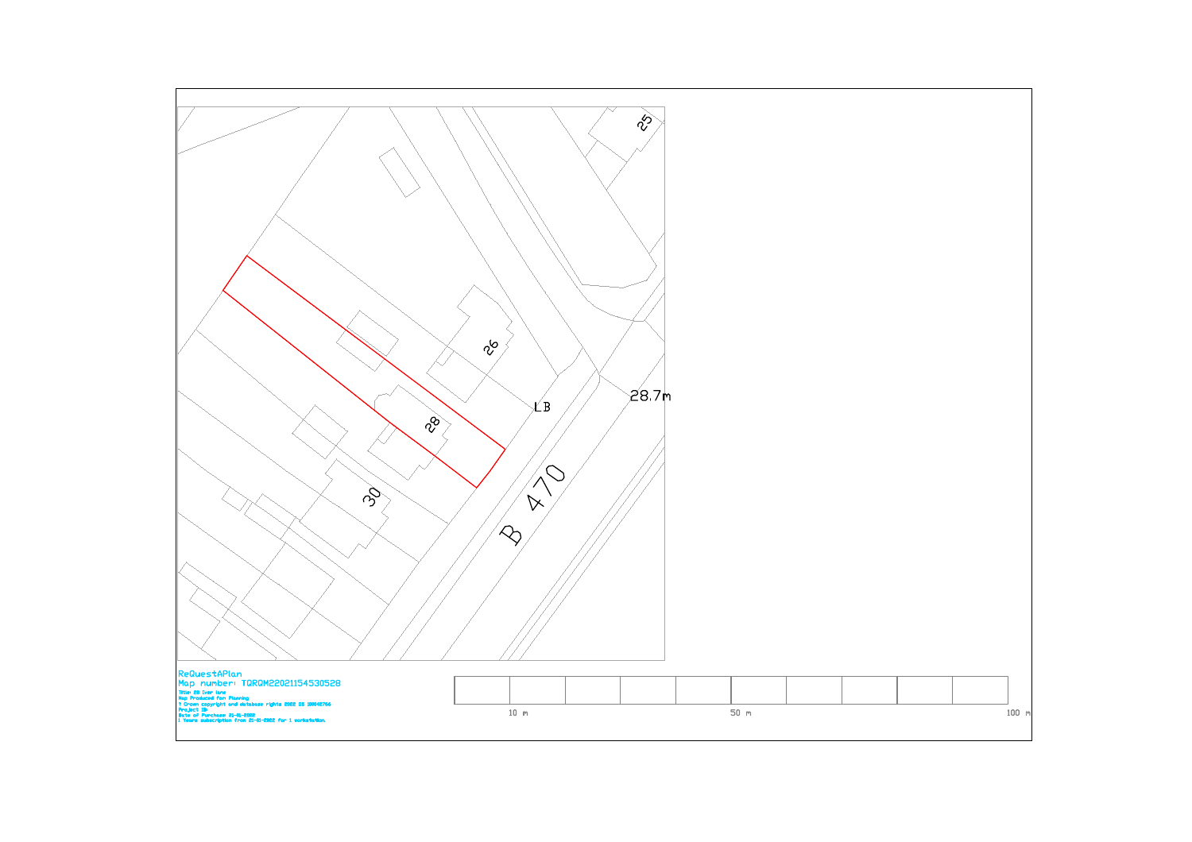25

26

28

30

LB

28.7m

B 470

ReQuestAPlan
Map number: TQRQM22021154530528
Title: 28 Iver lane
Map Produced for Planning
© Crown copyright and database rights 2022 OS 100042766
Project ID:
Date of Purchase 21-01-2022
1 Years subscription from 21-01-2022 for 1 workstation.

10 m

50 m

100 m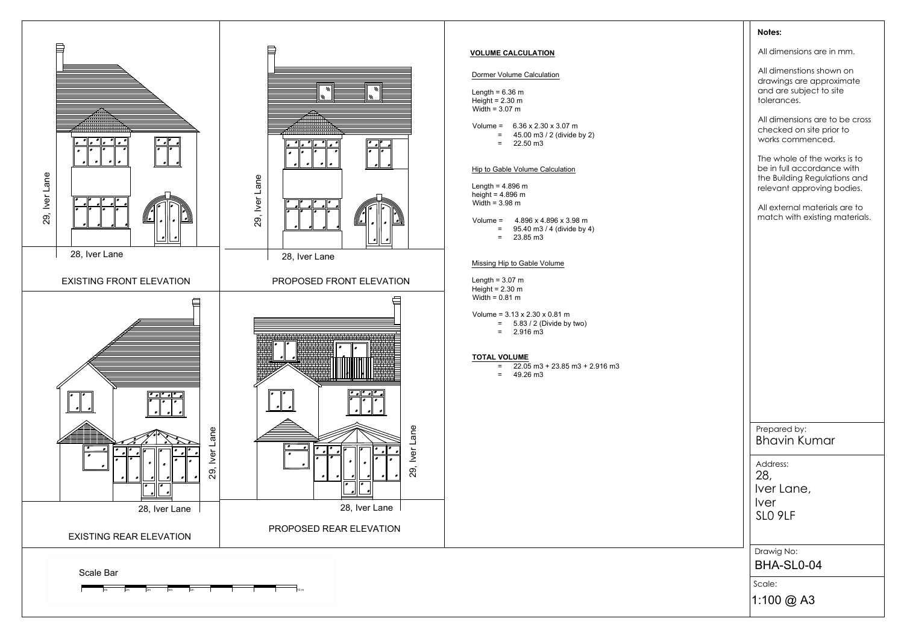29, Iver Lane

28, Iver Lane

EXISTING FRONT ELEVATION

29, Iver Lane

28, Iver Lane

PROPOSED FRONT ELEVATION

29, Iver Lane

28, Iver Lane

EXISTING REAR ELEVATION

29, Iver Lane

28, Iver Lane

PROPOSED REAR ELEVATION

Scale Bar

0m 1m 2m 3m 4m 5m 10 m

## VOLUME CALCULATION

### Dormer Volume Calculation

Length = 6.36 m
Height = 2.30 m
Width = 3.07 m

Volume = 6.36 x 2.30 x 3.07 m
= 45.00 m3 / 2 (divide by 2)
= 22.50 m3

### Hip to Gable Volume Calculation

Length = 4.896 m
height = 4.896 m
Width = 3.98 m

Volume = 4.896 x 4.896 x 3.98 m
= 95.40 m3 / 4 (divide by 4)
= 23.85 m3

### Missing Hip to Gable Volume

Length = 3.07 m
Height = 2.30 m
Width = 0.81 m

Volume = 3.13 x 2.30 x 0.81 m
= 5.83 / 2 (Divide by two)
= 2.916 m3

### TOTAL VOLUME

= 22.05 m3 + 23.85 m3 + 2.916 m3
= 49.26 m3

**Notes:**

All dimensions are in mm.

All dimenstions shown on drawings are approximate and are subject to site tolerances.

All dimensions are to be cross checked on site prior to works commenced.

The whole of the works is to be in full accordance with the Building Regulations and relevant approving bodies.

All external materials are to match with existing materials.

Prepared by:
Bhavin Kumar

Address:
28,
Iver Lane,
Iver
SL0 9LF

Drawig No:
BHA-SL0-04

Scale:
1:100 @ A3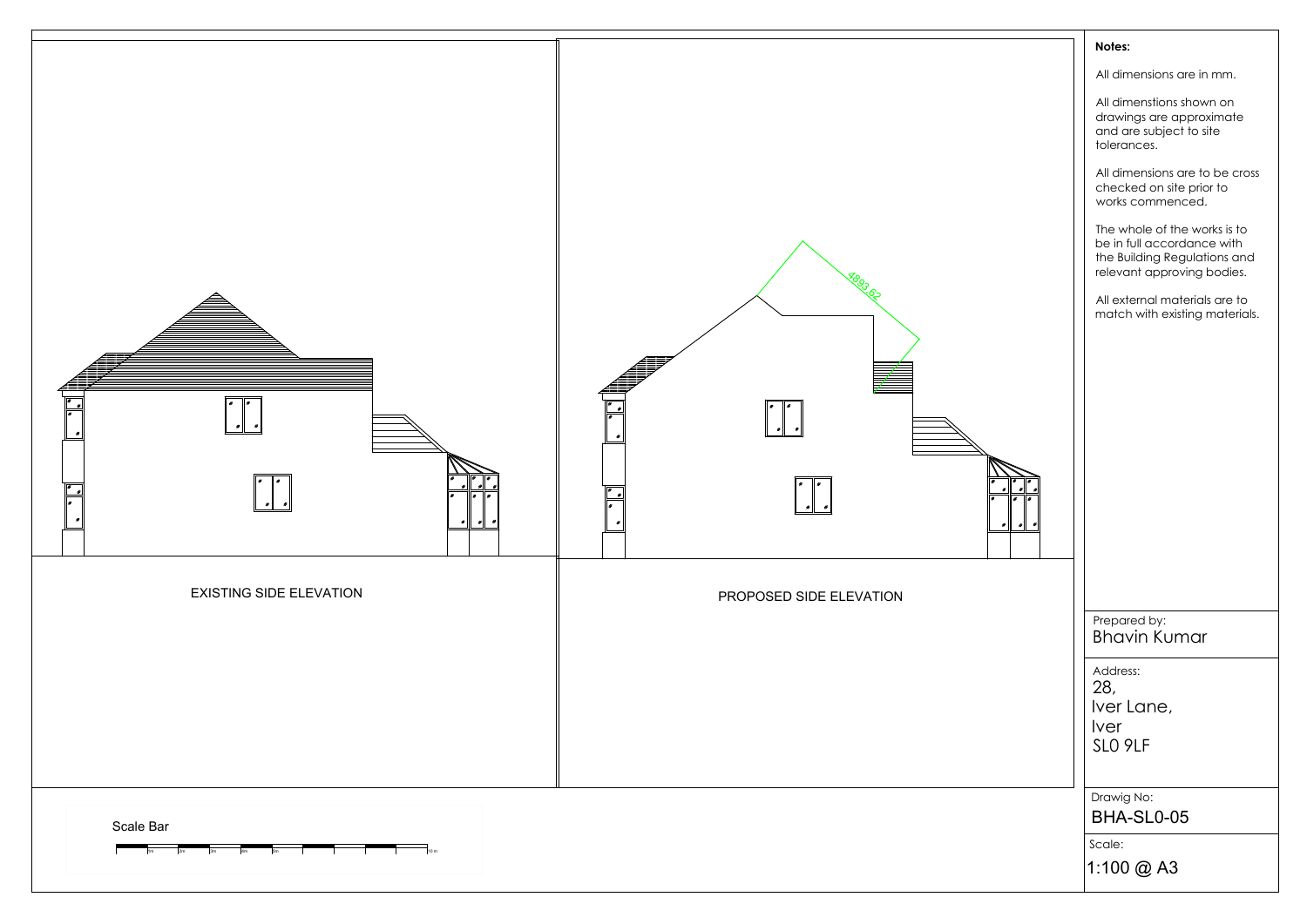4893.62

EXISTING SIDE ELEVATION

PROPOSED SIDE ELEVATION

Scale Bar

0m 2m 4m 6m 8m 10 m

**Notes:**

All dimensions are in mm.

All dimenstions shown on drawings are approximate and are subject to site tolerances.

All dimensions are to be cross checked on site prior to works commenced.

The whole of the works is to be in full accordance with the Building Regulations and relevant approving bodies.

All external materials are to match with existing materials.

Prepared by:
Bhavin Kumar

Address:
28,
Iver Lane,
Iver
SL0 9LF

Drawig No:
BHA-SL0-05

Scale:
1:100 @ A3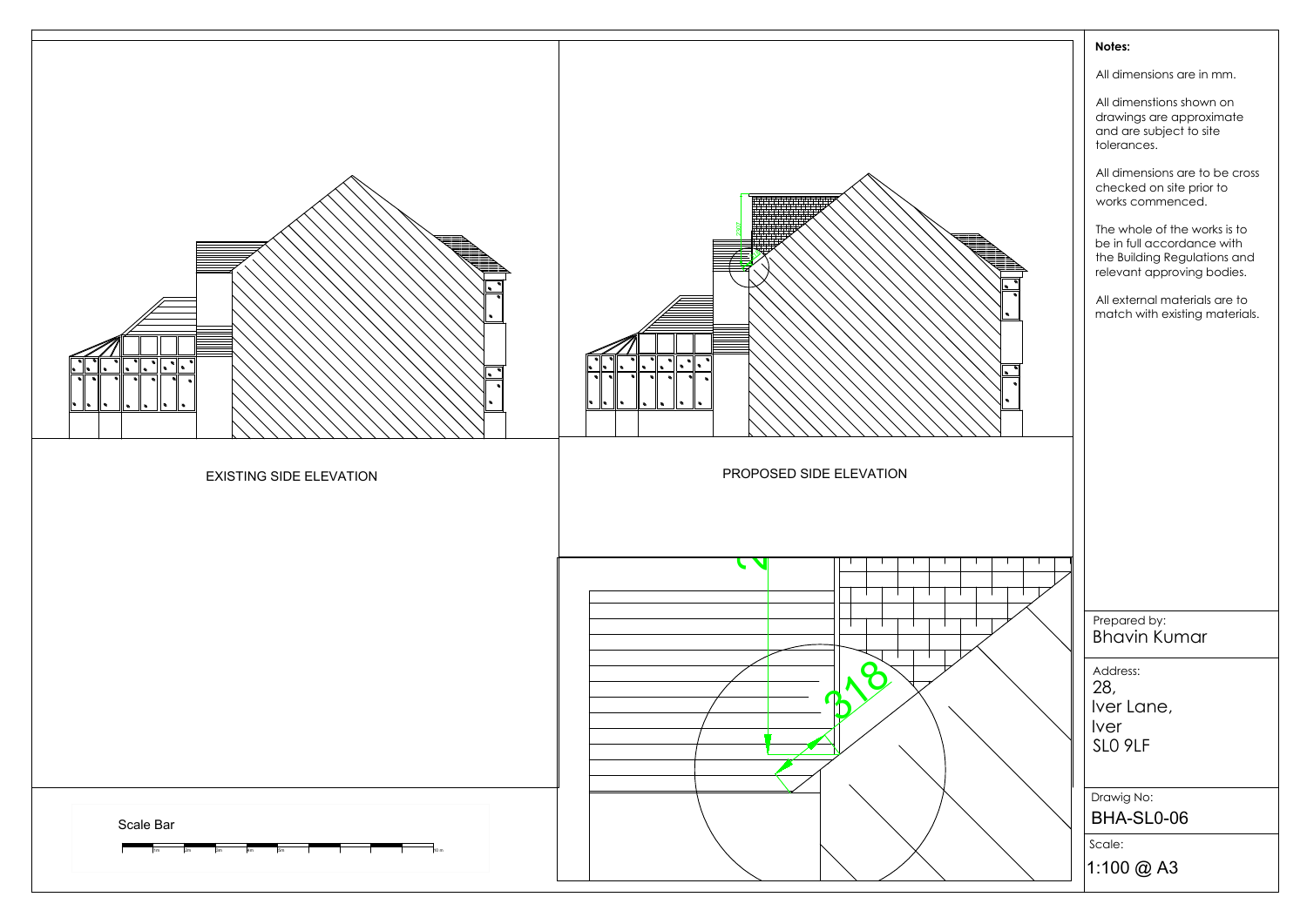EXISTING SIDE ELEVATION

PROPOSED SIDE ELEVATION

318

Scale Bar

**Notes:**

All dimensions are in mm.

All dimenstions shown on drawings are approximate and are subject to site tolerances.

All dimensions are to be cross checked on site prior to works commenced.

The whole of the works is to be in full accordance with the Building Regulations and relevant approving bodies.

All external materials are to match with existing materials.

Prepared by:
Bhavin Kumar

Address:
28,
Iver Lane,
Iver
SL0 9LF

Drawig No:
BHA-SL0-06

Scale:
1:100 @ A3